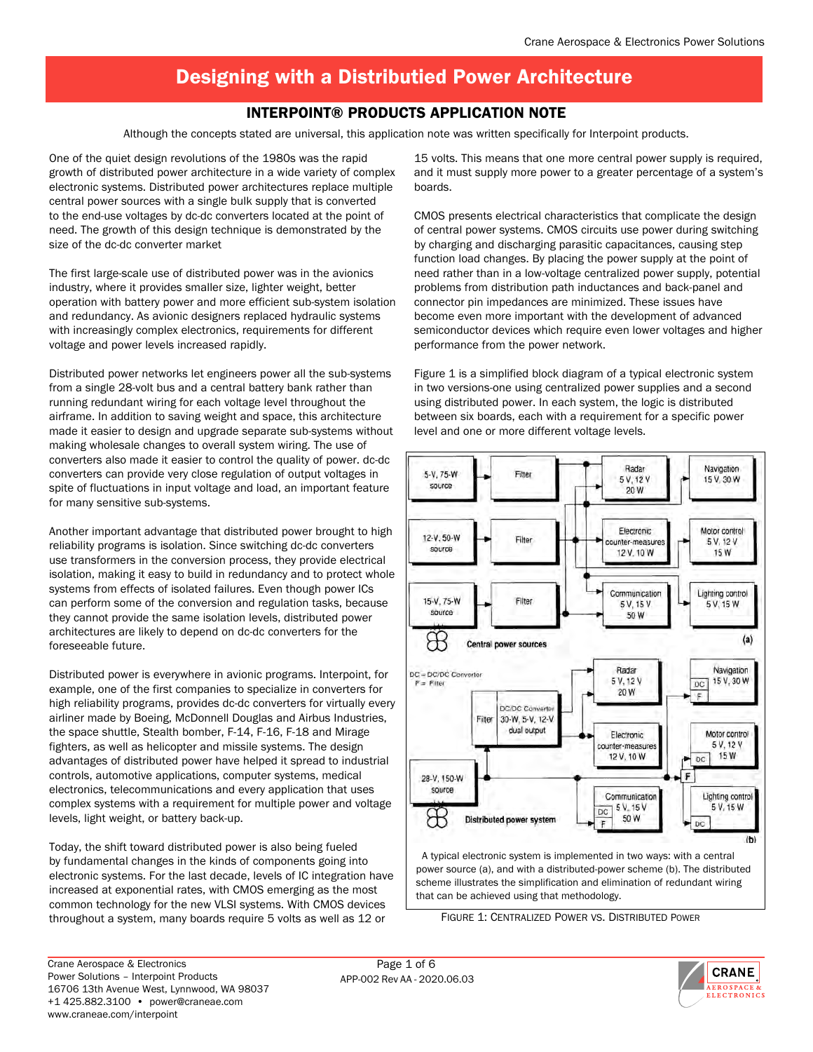# Designing with a Distributied Power Architecture

## INTERPOINT® PRODUCTS APPLICATION NOTE

Although the concepts stated are universal, this application note was written specifically for Interpoint products.

One of the quiet design revolutions of the 1980s was the rapid growth of distributed power architecture in a wide variety of complex electronic systems. Distributed power architectures replace multiple central power sources with a single bulk supply that is converted to the end-use voltages by dc-dc converters located at the point of need. The growth of this design technique is demonstrated by the size of the dc-dc converter market

The first large-scale use of distributed power was in the avionics industry, where it provides smaller size, lighter weight, better operation with battery power and more efficient sub-system isolation and redundancy. As avionic designers replaced hydraulic systems with increasingly complex electronics, requirements for different voltage and power levels increased rapidly.

Distributed power networks let engineers power all the sub-systems from a single 28-volt bus and a central battery bank rather than running redundant wiring for each voltage level throughout the airframe. In addition to saving weight and space, this architecture made it easier to design and upgrade separate sub-systems without making wholesale changes to overall system wiring. The use of converters also made it easier to control the quality of power. dc-dc converters can provide very close regulation of output voltages in spite of fluctuations in input voltage and load, an important feature for many sensitive sub-systems.

Another important advantage that distributed power brought to high reliability programs is isolation. Since switching dc-dc converters use transformers in the conversion process, they provide electrical isolation, making it easy to build in redundancy and to protect whole systems from effects of isolated failures. Even though power ICs can perform some of the conversion and regulation tasks, because they cannot provide the same isolation levels, distributed power architectures are likely to depend on dc-dc converters for the foreseeable future.

Distributed power is everywhere in avionic programs. Interpoint, for example, one of the first companies to specialize in converters for high reliability programs, provides dc-dc converters for virtually every airliner made by Boeing, McDonnell Douglas and Airbus Industries, the space shuttle, Stealth bomber, F-14, F-16, F-18 and Mirage fighters, as well as helicopter and missile systems. The design advantages of distributed power have helped it spread to industrial controls, automotive applications, computer systems, medical electronics, telecommunications and every application that uses complex systems with a requirement for multiple power and voltage levels, light weight, or battery back-up.

Today, the shift toward distributed power is also being fueled by fundamental changes in the kinds of components going into electronic systems. For the last decade, levels of IC integration have increased at exponential rates, with CMOS emerging as the most common technology for the new VLSI systems. With CMOS devices throughout a system, many boards require 5 volts as well as 12 or 15 volts. This means that one more central power supply is required, and it must supply more power to a greater percentage of a system's boards.

CMOS presents electrical characteristics that complicate the design of central power systems. CMOS circuits use power during switching by charging and discharging parasitic capacitances, causing step function load changes. By placing the power supply at the point of need rather than in a low-voltage centralized power supply, potential problems from distribution path inductances and back-panel and connector pin impedances are minimized. These issues have become even more important with the development of advanced semiconductor devices which require even lower voltages and higher performance from the power network.

Figure 1 is a simplified block diagram of a typical electronic system in two versions-one using centralized power supplies and a second using distributed power. In each system, the logic is distributed between six boards, each with a requirement for a specific power level and one or more different voltage levels.

A typical electronic system is implemented in two ways: with a central power source (a), and with a distributed-power scheme (b). The distributed scheme illustrates the simplification and elimination of redundant wiring that can be achieved using that methodology.

FIGURE 1: CENTRALIZED POWER VS. DISTRIBUTED POWER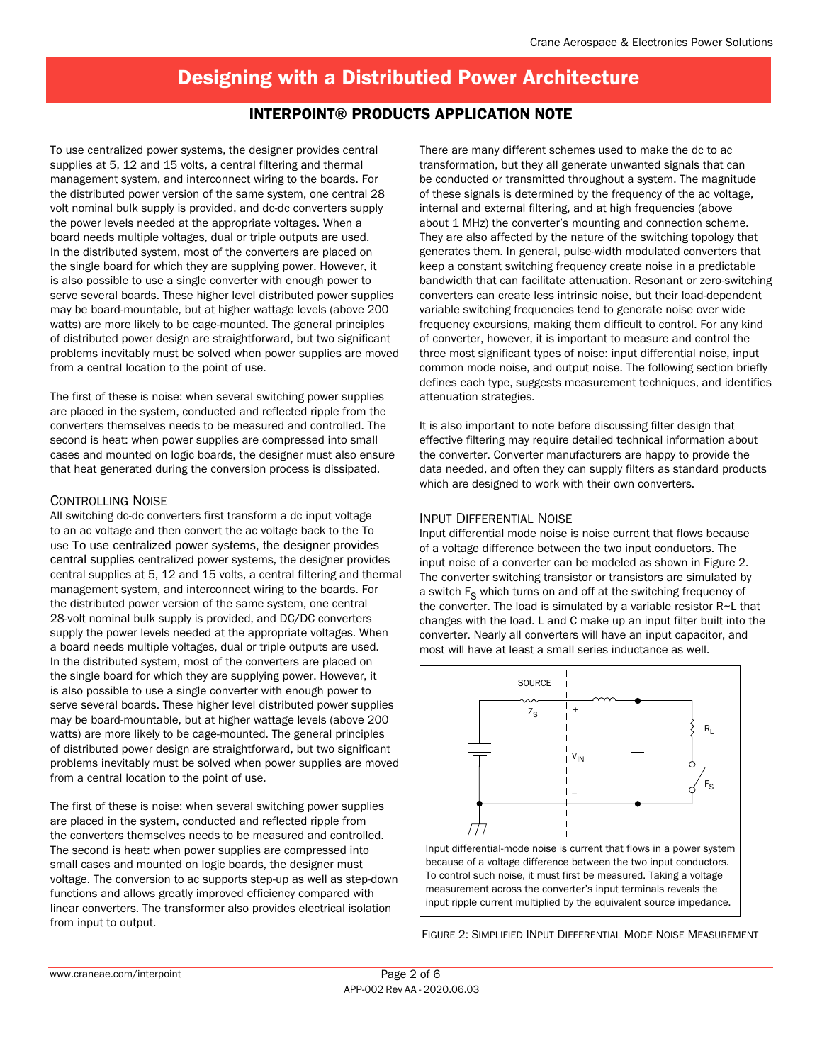# Designing with a Distributied Power Architecture

## INTERPOINT® PRODUCTS APPLICATION NOTE

To use centralized power systems, the designer provides central supplies at 5, 12 and 15 volts, a central filtering and thermal management system, and interconnect wiring to the boards. For the distributed power version of the same system, one central 28 volt nominal bulk supply is provided, and dc-dc converters supply the power levels needed at the appropriate voltages. When a board needs multiple voltages, dual or triple outputs are used. In the distributed system, most of the converters are placed on the single board for which they are supplying power. However, it is also possible to use a single converter with enough power to serve several boards. These higher level distributed power supplies may be board-mountable, but at higher wattage levels (above 200 watts) are more likely to be cage-mounted. The general principles of distributed power design are straightforward, but two significant problems inevitably must be solved when power supplies are moved from a central location to the point of use.

The first of these is noise: when several switching power supplies are placed in the system, conducted and reflected ripple from the converters themselves needs to be measured and controlled. The second is heat: when power supplies are compressed into small cases and mounted on logic boards, the designer must also ensure that heat generated during the conversion process is dissipated.

### Controlling Noise

All switching dc-dc converters first transform a dc input voltage to an ac voltage and then convert the ac voltage back to the To use To use centralized power systems, the designer provides central supplies centralized power systems, the designer provides central supplies at 5, 12 and 15 volts, a central filtering and thermal management system, and interconnect wiring to the boards. For the distributed power version of the same system, one central 28-volt nominal bulk supply is provided, and DC/DC converters supply the power levels needed at the appropriate voltages. When a board needs multiple voltages, dual or triple outputs are used. In the distributed system, most of the converters are placed on the single board for which they are supplying power. However, it is also possible to use a single converter with enough power to serve several boards. These higher level distributed power supplies may be board-mountable, but at higher wattage levels (above 200 watts) are more likely to be cage-mounted. The general principles of distributed power design are straightforward, but two significant problems inevitably must be solved when power supplies are moved from a central location to the point of use.

The first of these is noise: when several switching power supplies are placed in the system, conducted and reflected ripple from the converters themselves needs to be measured and controlled. The second is heat: when power supplies are compressed into small cases and mounted on logic boards, the designer must voltage. The conversion to ac supports step-up as well as step-down functions and allows greatly improved efficiency compared with linear converters. The transformer also provides electrical isolation from input to output.

There are many different schemes used to make the dc to ac transformation, but they all generate unwanted signals that can be conducted or transmitted throughout a system. The magnitude of these signals is determined by the frequency of the ac voltage, internal and external filtering, and at high frequencies (above about 1 MHz) the converter's mounting and connection scheme. They are also affected by the nature of the switching topology that generates them. In general, pulse-width modulated converters that keep a constant switching frequency create noise in a predictable bandwidth that can facilitate attenuation. Resonant or zero-switching converters can create less intrinsic noise, but their load-dependent variable switching frequencies tend to generate noise over wide frequency excursions, making them difficult to control. For any kind of converter, however, it is important to measure and control the three most significant types of noise: input differential noise, input common mode noise, and output noise. The following section briefly defines each type, suggests measurement techniques, and identifies attenuation strategies.

It is also important to note before discussing filter design that effective filtering may require detailed technical information about the converter. Converter manufacturers are happy to provide the data needed, and often they can supply filters as standard products which are designed to work with their own converters.

### Input Differential Noise

Input differential mode noise is noise current that flows because of a voltage difference between the two input conductors. The input noise of a converter can be modeled as shown in Figure 2. The converter switching transistor or transistors are simulated by a switch $F_S$ which turns on and off at the switching frequency of the converter. The load is simulated by a variable resistor R~L that changes with the load. L and C make up an input filter built into the converter. Nearly all converters will have an input capacitor, and most will have at least a small series inductance as well.

SOURCE, $Z_S$, $V_{IN}$, $R_L$, $F_S$

Input differential-mode noise is current that flows in a power system because of a voltage difference between the two input conductors. To control such noise, it must first be measured. Taking a voltage measurement across the converter's input terminals reveals the input ripple current multiplied by the equivalent source impedance.

Figure 2: Simplified Input Differential Mode Noise Measurement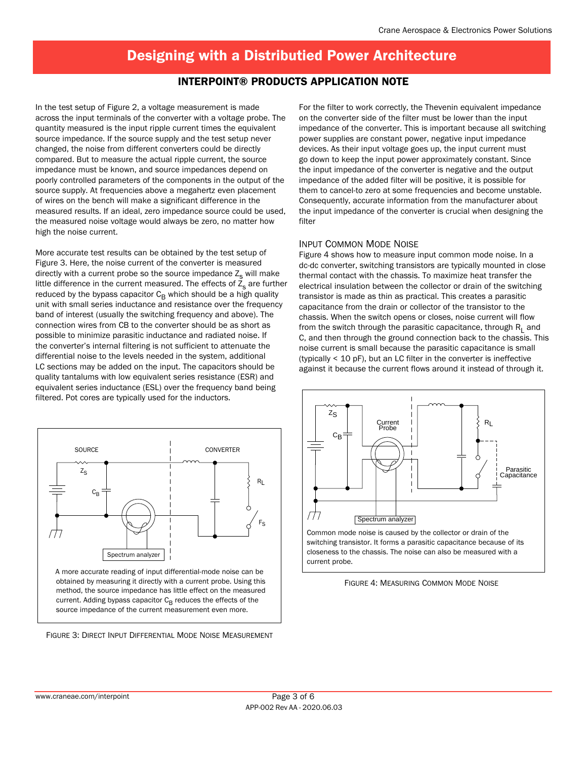In the test setup of Figure 2, a voltage measurement is made across the input terminals of the converter with a voltage probe. The quantity measured is the input ripple current times the equivalent source impedance. If the source supply and the test setup never changed, the noise from different converters could be directly compared. But to measure the actual ripple current, the source impedance must be known, and source impedances depend on poorly controlled parameters of the components in the output of the source supply. At frequencies above a megahertz even placement of wires on the bench will make a significant difference in the measured results. If an ideal, zero impedance source could be used, the measured noise voltage would always be zero, no matter how high the noise current.

More accurate test results can be obtained by the test setup of Figure 3. Here, the noise current of the converter is measured directly with a current probe so the source impedance $Z_S$ will make little difference in the current measured. The effects of $Z_s$ are further reduced by the bypass capacitor $C_B$ which should be a high quality unit with small series inductance and resistance over the frequency band of interest (usually the switching frequency and above). The connection wires from CB to the converter should be as short as possible to minimize parasitic inductance and radiated noise. If the converter's internal filtering is not sufficient to attenuate the differential noise to the levels needed in the system, additional LC sections may be added on the input. The capacitors should be quality tantalums with low equivalent series resistance (ESR) and equivalent series inductance (ESL) over the frequency band being filtered. Pot cores are typically used for the inductors.

A more accurate reading of input differential-mode noise can be obtained by measuring it directly with a current probe. Using this method, the source impedance has little effect on the measured current. Adding bypass capacitor $C_B$ reduces the effects of the source impedance of the current measurement even more.

FIGURE 3: DIRECT INPUT DIFFERENTIAL MODE NOISE MEASUREMENT

For the filter to work correctly, the Thevenin equivalent impedance on the converter side of the filter must be lower than the input impedance of the converter. This is important because all switching power supplies are constant power, negative input impedance devices. As their input voltage goes up, the input current must go down to keep the input power approximately constant. Since the input impedance of the converter is negative and the output impedance of the added filter will be positive, it is possible for them to cancel-to zero at some frequencies and become unstable. Consequently, accurate information from the manufacturer about the input impedance of the converter is crucial when designing the filter

## Input Common Mode Noise

Figure 4 shows how to measure input common mode noise. In a dc-dc converter, switching transistors are typically mounted in close thermal contact with the chassis. To maximize heat transfer the electrical insulation between the collector or drain of the switching transistor is made as thin as practical. This creates a parasitic capacitance from the drain or collector of the transistor to the chassis. When the switch opens or closes, noise current will flow from the switch through the parasitic capacitance, through $R_L$ and C, and then through the ground connection back to the chassis. This noise current is small because the parasitic capacitance is small (typically < 10 pF), but an LC filter in the converter is ineffective against it because the current flows around it instead of through it.

Common mode noise is caused by the collector or drain of the switching transistor. It forms a parasitic capacitance because of its closeness to the chassis. The noise can also be measured with a current probe.

FIGURE 4: MEASURING COMMON MODE NOISE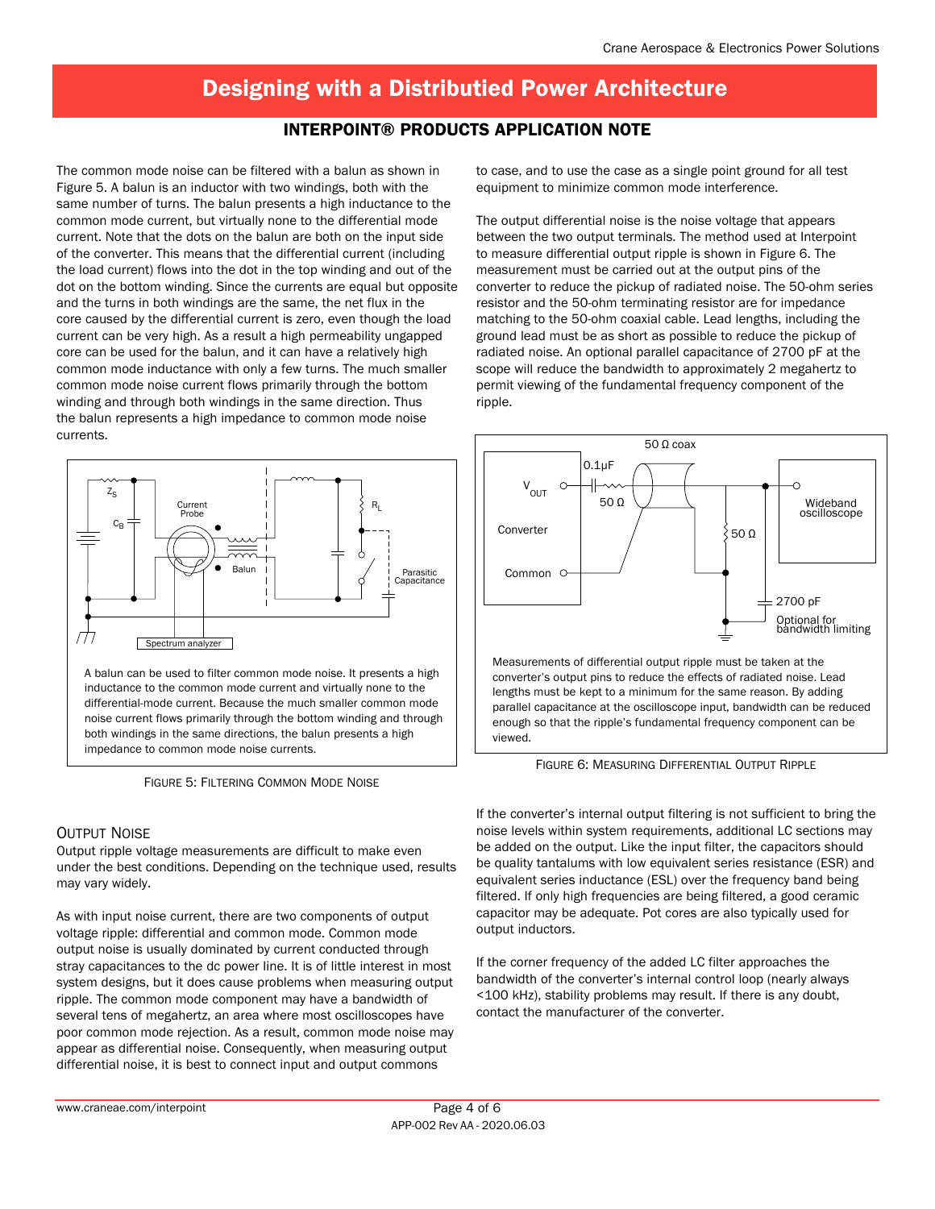The common mode noise can be filtered with a balun as shown in Figure 5. A balun is an inductor with two windings, both with the same number of turns. The balun presents a high inductance to the common mode current, but virtually none to the differential mode current. Note that the dots on the balun are both on the input side of the converter. This means that the differential current (including the load current) flows into the dot in the top winding and out of the dot on the bottom winding. Since the currents are equal but opposite and the turns in both windings are the same, the net flux in the core caused by the differential current is zero, even though the load current can be very high. As a result a high permeability ungapped core can be used for the balun, and it can have a relatively high common mode inductance with only a few turns. The much smaller common mode noise current flows primarily through the bottom winding and through both windings in the same direction. Thus the balun represents a high impedance to common mode noise currents.

A balun can be used to filter common mode noise. It presents a high inductance to the common mode current and virtually none to the differential-mode current. Because the much smaller common mode noise current flows primarily through the bottom winding and through both windings in the same directions, the balun presents a high impedance to common mode noise currents.

FIGURE 5: FILTERING COMMON MODE NOISE

## OUTPUT NOISE

Output ripple voltage measurements are difficult to make even under the best conditions. Depending on the technique used, results may vary widely.

As with input noise current, there are two components of output voltage ripple: differential and common mode. Common mode output noise is usually dominated by current conducted through stray capacitances to the dc power line. It is of little interest in most system designs, but it does cause problems when measuring output ripple. The common mode component may have a bandwidth of several tens of megahertz, an area where most oscilloscopes have poor common mode rejection. As a result, common mode noise may appear as differential noise. Consequently, when measuring output differential noise, it is best to connect input and output commons to case, and to use the case as a single point ground for all test equipment to minimize common mode interference.

The output differential noise is the noise voltage that appears between the two output terminals. The method used at Interpoint to measure differential output ripple is shown in Figure 6. The measurement must be carried out at the output pins of the converter to reduce the pickup of radiated noise. The 50-ohm series resistor and the 50-ohm terminating resistor are for impedance matching to the 50-ohm coaxial cable. Lead lengths, including the ground lead must be as short as possible to reduce the pickup of radiated noise. An optional parallel capacitance of 2700 pF at the scope will reduce the bandwidth to approximately 2 megahertz to permit viewing of the fundamental frequency component of the ripple.

Measurements of differential output ripple must be taken at the converter's output pins to reduce the effects of radiated noise. Lead lengths must be kept to a minimum for the same reason. By adding parallel capacitance at the oscilloscope input, bandwidth can be reduced enough so that the ripple's fundamental frequency component can be viewed.

FIGURE 6: MEASURING DIFFERENTIAL OUTPUT RIPPLE

If the converter's internal output filtering is not sufficient to bring the noise levels within system requirements, additional LC sections may be added on the output. Like the input filter, the capacitors should be quality tantalums with low equivalent series resistance (ESR) and equivalent series inductance (ESL) over the frequency band being filtered. If only high frequencies are being filtered, a good ceramic capacitor may be adequate. Pot cores are also typically used for output inductors.

If the corner frequency of the added LC filter approaches the bandwidth of the converter's internal control loop (nearly always <100 kHz), stability problems may result. If there is any doubt, contact the manufacturer of the converter.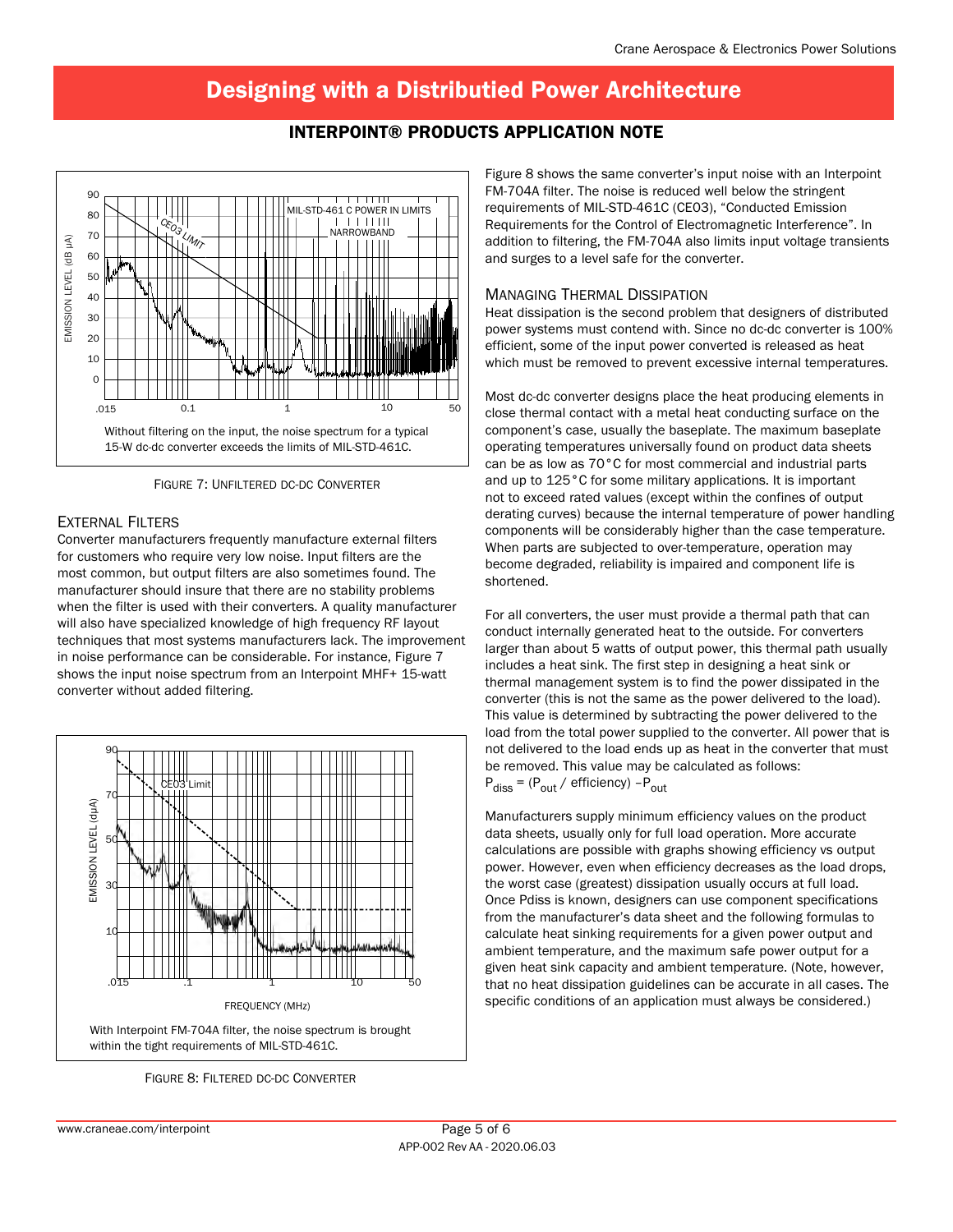# Designing with a Distributied Power Architecture

## INTERPOINT® PRODUCTS APPLICATION NOTE

Without filtering on the input, the noise spectrum for a typical 15-W dc-dc converter exceeds the limits of MIL-STD-461C.

FIGURE 7: UNFILTERED DC-DC CONVERTER

### EXTERNAL FILTERS

Converter manufacturers frequently manufacture external filters for customers who require very low noise. Input filters are the most common, but output filters are also sometimes found. The manufacturer should insure that there are no stability problems when the filter is used with their converters. A quality manufacturer will also have specialized knowledge of high frequency RF layout techniques that most systems manufacturers lack. The improvement in noise performance can be considerable. For instance, Figure 7 shows the input noise spectrum from an Interpoint MHF+ 15-watt converter without added filtering.

With Interpoint FM-704A filter, the noise spectrum is brought within the tight requirements of MIL-STD-461C.

FIGURE 8: FILTERED DC-DC CONVERTER

Figure 8 shows the same converter's input noise with an Interpoint FM-704A filter. The noise is reduced well below the stringent requirements of MIL-STD-461C (CE03), "Conducted Emission Requirements for the Control of Electromagnetic Interference". In addition to filtering, the FM-704A also limits input voltage transients and surges to a level safe for the converter.

### MANAGING THERMAL DISSIPATION

Heat dissipation is the second problem that designers of distributed power systems must contend with. Since no dc-dc converter is 100% efficient, some of the input power converted is released as heat which must be removed to prevent excessive internal temperatures.

Most dc-dc converter designs place the heat producing elements in close thermal contact with a metal heat conducting surface on the component's case, usually the baseplate. The maximum baseplate operating temperatures universally found on product data sheets can be as low as 70°C for most commercial and industrial parts and up to 125°C for some military applications. It is important not to exceed rated values (except within the confines of output derating curves) because the internal temperature of power handling components will be considerably higher than the case temperature. When parts are subjected to over-temperature, operation may become degraded, reliability is impaired and component life is shortened.

For all converters, the user must provide a thermal path that can conduct internally generated heat to the outside. For converters larger than about 5 watts of output power, this thermal path usually includes a heat sink. The first step in designing a heat sink or thermal management system is to find the power dissipated in the converter (this is not the same as the power delivered to the load). This value is determined by subtracting the power delivered to the load from the total power supplied to the converter. All power that is not delivered to the load ends up as heat in the converter that must be removed. This value may be calculated as follows:

$P_{diss} = (P_{out} / \text{efficiency}) - P_{out}$

Manufacturers supply minimum efficiency values on the product data sheets, usually only for full load operation. More accurate calculations are possible with graphs showing efficiency vs output power. However, even when efficiency decreases as the load drops, the worst case (greatest) dissipation usually occurs at full load. Once Pdiss is known, designers can use component specifications from the manufacturer's data sheet and the following formulas to calculate heat sinking requirements for a given power output and ambient temperature, and the maximum safe power output for a given heat sink capacity and ambient temperature. (Note, however, that no heat dissipation guidelines can be accurate in all cases. The specific conditions of an application must always be considered.)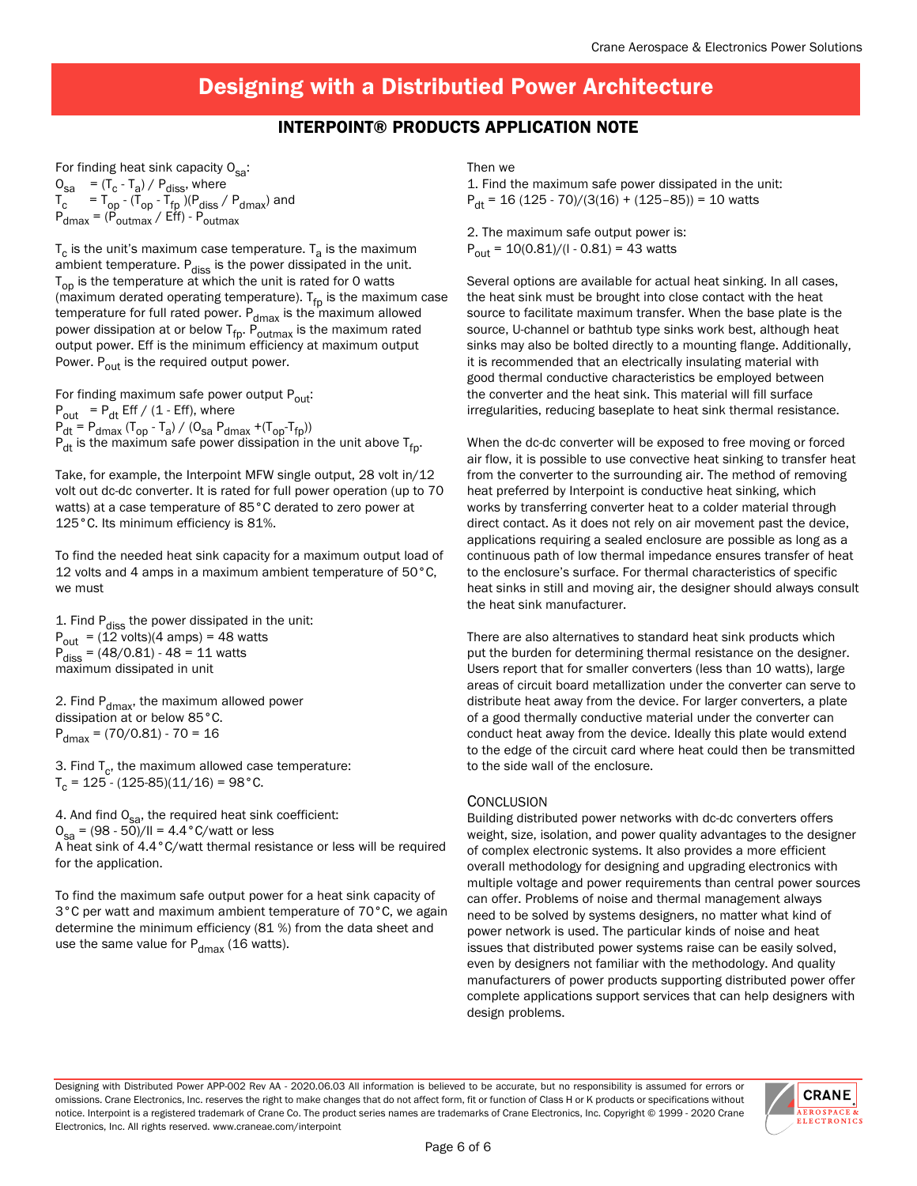# Designing with a Distributied Power Architecture

## INTERPOINT® PRODUCTS APPLICATION NOTE

For finding heat sink capacity $O_{sa}$:

$O_{sa} = (T_c - T_a) / P_{diss}$, where

$T_c = T_{op} - (T_{op} - T_{fp})(P_{diss} / P_{dmax})$ and

$P_{dmax} = (P_{outmax} / Eff) - P_{outmax}$

$T_c$ is the unit's maximum case temperature. $T_a$ is the maximum ambient temperature. $P_{diss}$ is the power dissipated in the unit. $T_{op}$ is the temperature at which the unit is rated for 0 watts (maximum derated operating temperature). $T_{fp}$ is the maximum case temperature for full rated power. $P_{dmax}$ is the maximum allowed power dissipation at or below $T_{fp}$. $P_{outmax}$ is the maximum rated output power. Eff is the minimum efficiency at maximum output Power. $P_{out}$ is the required output power.

For finding maximum safe power output $P_{out}$:

$P_{out} = P_{dt}$ Eff / (1 - Eff), where

$P_{dt} = P_{dmax} (T_{op} - T_a) / (O_{sa} P_{dmax} + (T_{op} - T_{fp}))$

$P_{dt}$ is the maximum safe power dissipation in the unit above $T_{fp}$.

Take, for example, the Interpoint MFW single output, 28 volt in/12 volt out dc-dc converter. It is rated for full power operation (up to 70 watts) at a case temperature of 85°C derated to zero power at 125°C. Its minimum efficiency is 81%.

To find the needed heat sink capacity for a maximum output load of 12 volts and 4 amps in a maximum ambient temperature of 50°C, we must

1. Find $P_{diss}$ the power dissipated in the unit:
$P_{out}$ = (12 volts)(4 amps) = 48 watts
$P_{diss}$ = (48/0.81) - 48 = 11 watts
maximum dissipated in unit

2. Find $P_{dmax}$, the maximum allowed power dissipation at or below 85°C.
$P_{dmax}$ = (70/0.81) - 70 = 16

3. Find $T_c$, the maximum allowed case temperature:
$T_c$ = 125 - (125-85)(11/16) = 98°C.

4. And find $O_{sa}$, the required heat sink coefficient:
$O_{sa}$ = (98 - 50)/ll = 4.4°C/watt or less
A heat sink of 4.4°C/watt thermal resistance or less will be required for the application.

To find the maximum safe output power for a heat sink capacity of 3°C per watt and maximum ambient temperature of 70°C, we again determine the minimum efficiency (81 %) from the data sheet and use the same value for $P_{dmax}$ (16 watts).

Then we

1. Find the maximum safe power dissipated in the unit:
$P_{dt}$ = 16 (125 - 70)/(3(16) + (125–85)) = 10 watts

2. The maximum safe output power is:
$P_{out}$ = 10(0.81)/(l - 0.81) = 43 watts

Several options are available for actual heat sinking. In all cases, the heat sink must be brought into close contact with the heat source to facilitate maximum transfer. When the base plate is the source, U-channel or bathtub type sinks work best, although heat sinks may also be bolted directly to a mounting flange. Additionally, it is recommended that an electrically insulating material with good thermal conductive characteristics be employed between the converter and the heat sink. This material will fill surface irregularities, reducing baseplate to heat sink thermal resistance.

When the dc-dc converter will be exposed to free moving or forced air flow, it is possible to use convective heat sinking to transfer heat from the converter to the surrounding air. The method of removing heat preferred by Interpoint is conductive heat sinking, which works by transferring converter heat to a colder material through direct contact. As it does not rely on air movement past the device, applications requiring a sealed enclosure are possible as long as a continuous path of low thermal impedance ensures transfer of heat to the enclosure's surface. For thermal characteristics of specific heat sinks in still and moving air, the designer should always consult the heat sink manufacturer.

There are also alternatives to standard heat sink products which put the burden for determining thermal resistance on the designer. Users report that for smaller converters (less than 10 watts), large areas of circuit board metallization under the converter can serve to distribute heat away from the device. For larger converters, a plate of a good thermally conductive material under the converter can conduct heat away from the device. Ideally this plate would extend to the edge of the circuit card where heat could then be transmitted to the side wall of the enclosure.

### Conclusion

Building distributed power networks with dc-dc converters offers weight, size, isolation, and power quality advantages to the designer of complex electronic systems. It also provides a more efficient overall methodology for designing and upgrading electronics with multiple voltage and power requirements than central power sources can offer. Problems of noise and thermal management always need to be solved by systems designers, no matter what kind of power network is used. The particular kinds of noise and heat issues that distributed power systems raise can be easily solved, even by designers not familiar with the methodology. And quality manufacturers of power products supporting distributed power offer complete applications support services that can help designers with design problems.

Designing with Distributed Power APP-002 Rev AA - 2020.06.03 All information is believed to be accurate, but no responsibility is assumed for errors or omissions. Crane Electronics, Inc. reserves the right to make changes that do not affect form, fit or function of Class H or K products or specifications without notice. Interpoint is a registered trademark of Crane Co. The product series names are trademarks of Crane Electronics, Inc. Copyright © 1999 - 2020 Crane Electronics, Inc. All rights reserved. www.craneae.com/interpoint